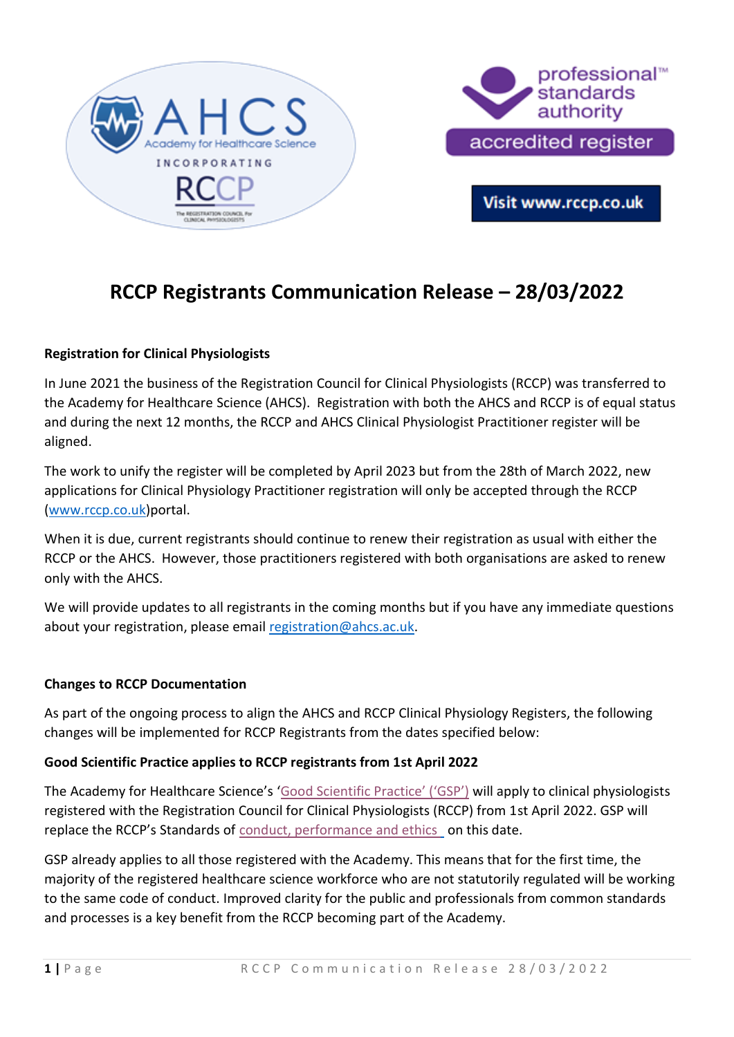# RCCP Registrants Communication Release – 28/03/2022

**Registration for Clinical Physiologists**

In June 2021 the business of the Registration Council for Clinical Physiologists (RCCP) was transferred to the Academy for Healthcare Science (AHCS). Registration with both the AHCS and RCCP is of equal status and during the next 12 months, the RCCP and AHCS Clinical Physiologist Practitioner register will be aligned.

The work to unify the register will be completed by April 2023 but from the 28th of March 2022, new applications for Clinical Physiology Practitioner registration will only be accepted through the RCCP (www.rccp.co.uk)portal.

When it is due, current registrants should continue to renew their registration as usual with either the RCCP or the AHCS. However, those practitioners registered with both organisations are asked to renew only with the AHCS.

We will provide updates to all registrants in the coming months but if you have any immediate questions about your registration, please email registration@ahcs.ac.uk.

**Changes to RCCP Documentation**

As part of the ongoing process to align the AHCS and RCCP Clinical Physiology Registers, the following changes will be implemented for RCCP Registrants from the dates specified below:

**Good Scientific Practice applies to RCCP registrants from 1st April 2022**

The Academy for Healthcare Science's 'Good Scientific Practice' ('GSP') will apply to clinical physiologists registered with the Registration Council for Clinical Physiologists (RCCP) from 1st April 2022. GSP will replace the RCCP's Standards of conduct, performance and ethics on this date.

GSP already applies to all those registered with the Academy. This means that for the first time, the majority of the registered healthcare science workforce who are not statutorily regulated will be working to the same code of conduct. Improved clarity for the public and professionals from common standards and processes is a key benefit from the RCCP becoming part of the Academy.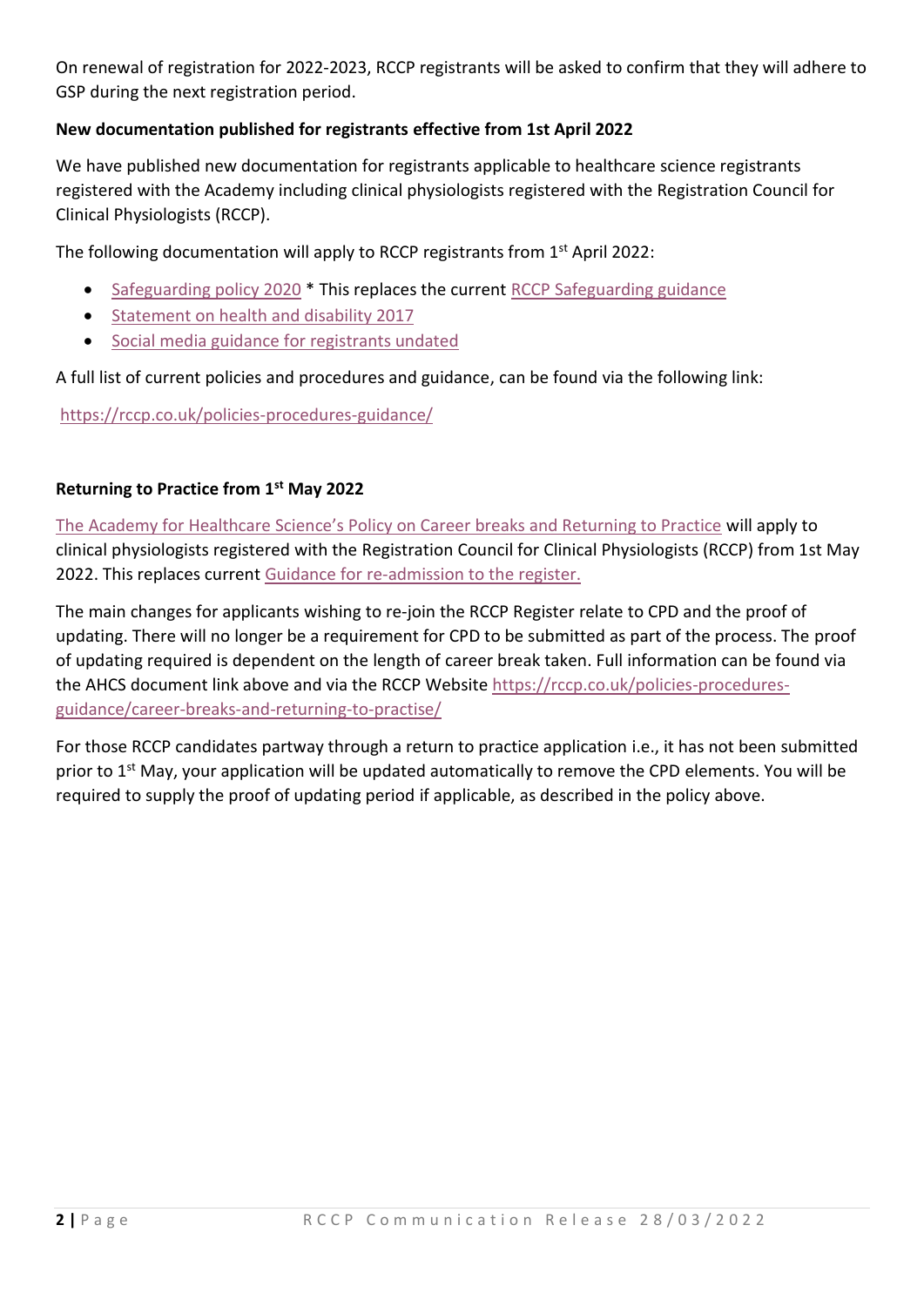On renewal of registration for 2022-2023, RCCP registrants will be asked to confirm that they will adhere to GSP during the next registration period.

**New documentation published for registrants effective from 1st April 2022**

We have published new documentation for registrants applicable to healthcare science registrants registered with the Academy including clinical physiologists registered with the Registration Council for Clinical Physiologists (RCCP).

The following documentation will apply to RCCP registrants from 1st April 2022:

- Safeguarding policy 2020 * This replaces the current RCCP Safeguarding guidance
- Statement on health and disability 2017
- Social media guidance for registrants undated

A full list of current policies and procedures and guidance, can be found via the following link:

https://rccp.co.uk/policies-procedures-guidance/

**Returning to Practice from 1st May 2022**

The Academy for Healthcare Science's Policy on Career breaks and Returning to Practice will apply to clinical physiologists registered with the Registration Council for Clinical Physiologists (RCCP) from 1st May 2022. This replaces current Guidance for re-admission to the register.

The main changes for applicants wishing to re-join the RCCP Register relate to CPD and the proof of updating. There will no longer be a requirement for CPD to be submitted as part of the process. The proof of updating required is dependent on the length of career break taken. Full information can be found via the AHCS document link above and via the RCCP Website https://rccp.co.uk/policies-procedures-guidance/career-breaks-and-returning-to-practise/

For those RCCP candidates partway through a return to practice application i.e., it has not been submitted prior to 1st May, your application will be updated automatically to remove the CPD elements. You will be required to supply the proof of updating period if applicable, as described in the policy above.